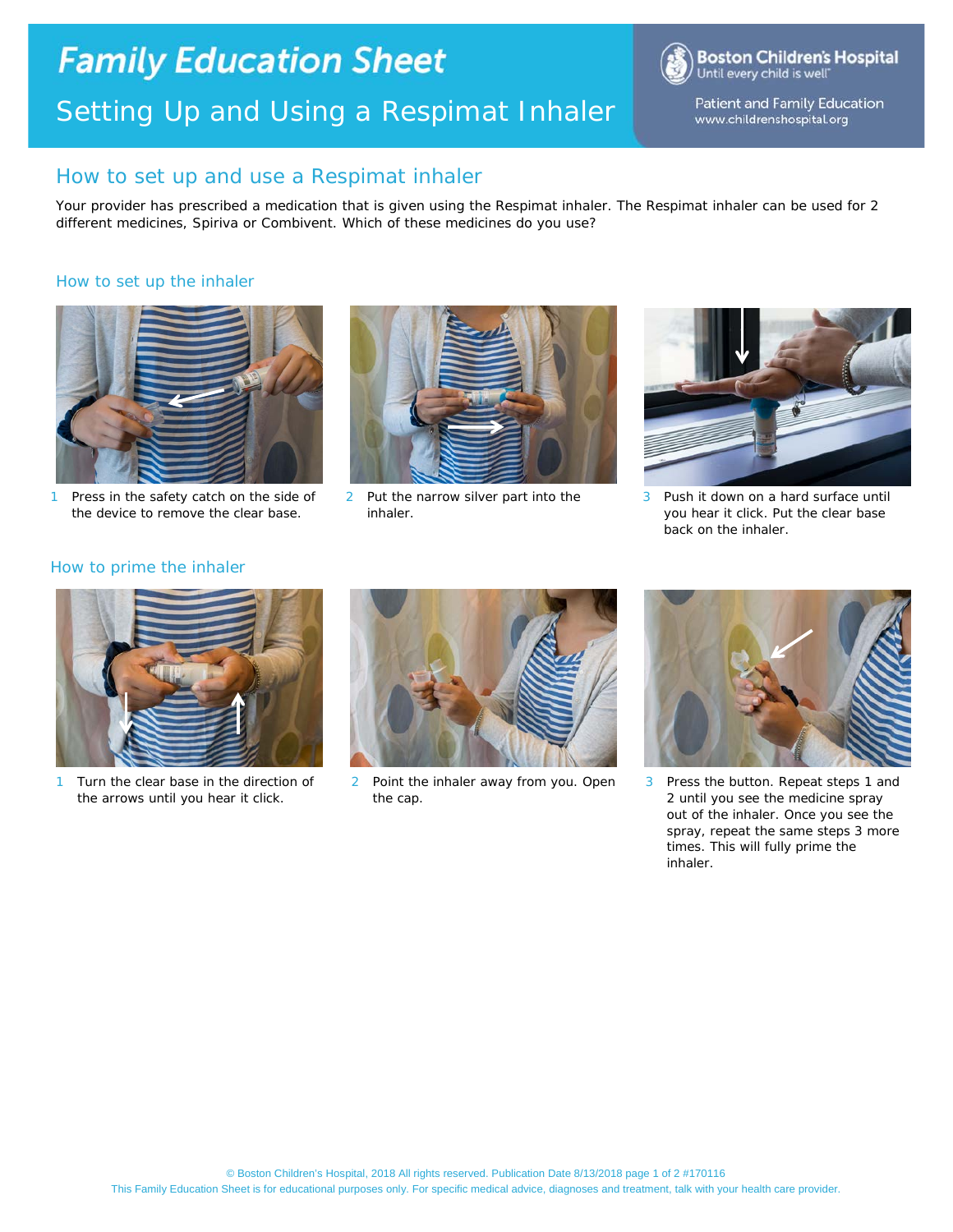# Family Education Sheet

## Setting Up and Using a Respimat Inhaler

Boston Children's Hospital
Until every child is well

Patient and Family Education
www.childrenshospital.org

## How to set up and use a Respimat inhaler

Your provider has prescribed a medication that is given using the Respimat inhaler. The Respimat inhaler can be used for 2 different medicines, Spiriva or Combivent. Which of these medicines do you use?

### How to set up the inhaler

1. Press in the safety catch on the side of the device to remove the clear base.
2. Put the narrow silver part into the inhaler.
3. Push it down on a hard surface until you hear it click. Put the clear base back on the inhaler.

### How to prime the inhaler

1. Turn the clear base in the direction of the arrows until you hear it click.
2. Point the inhaler away from you. Open the cap.
3. Press the button. Repeat steps 1 and 2 until you see the medicine spray out of the inhaler. Once you see the spray, repeat the same steps 3 more times. This will fully prime the inhaler.

© Boston Children's Hospital, 2018 All rights reserved. Publication Date 8/13/2018 #170116

This Family Education Sheet is for educational purposes only. For specific medical advice, diagnoses and treatment, talk with your health care provider.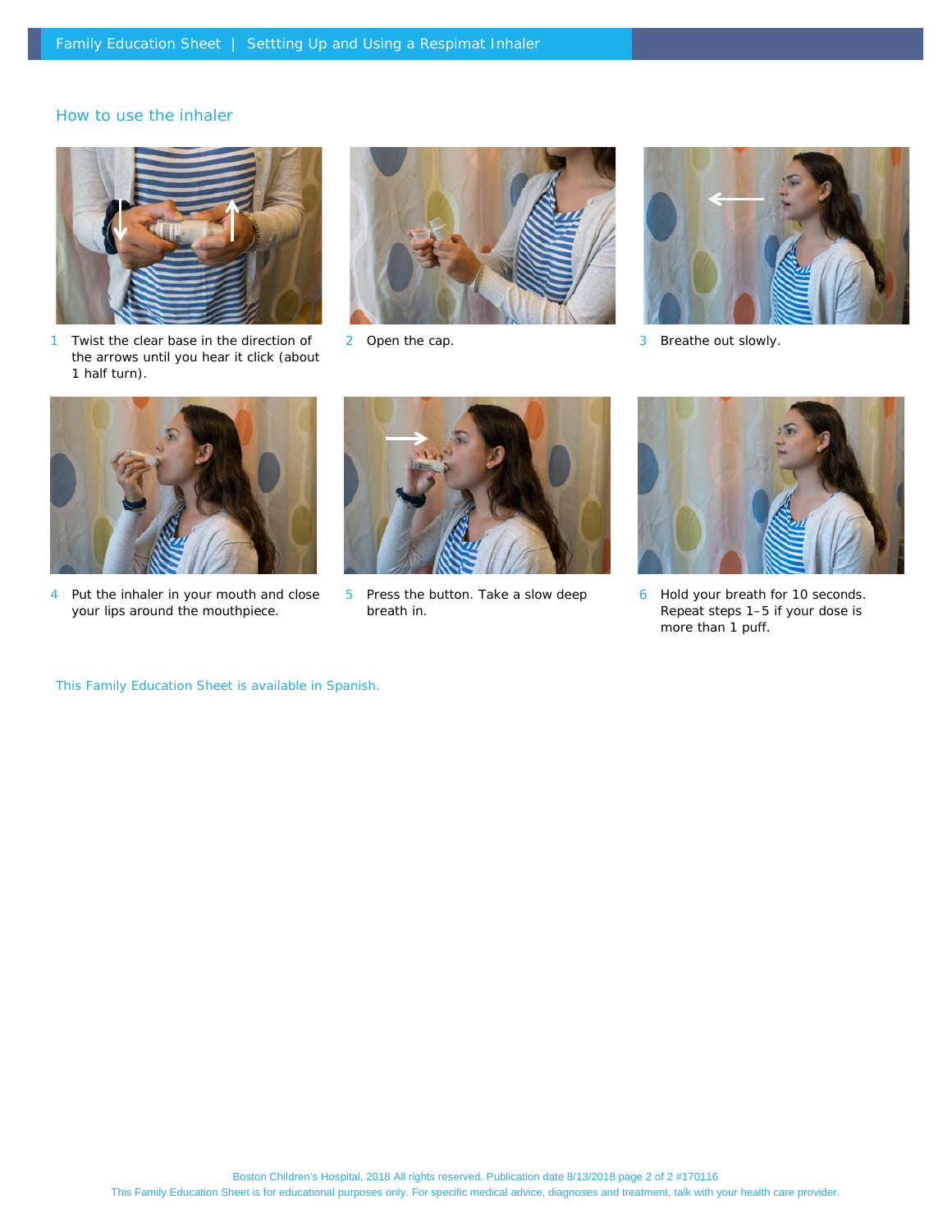## How to use the inhaler

1. Twist the clear base in the direction of the arrows until you hear it click (about 1 half turn).
2. Open the cap.
3. Breathe out slowly.
4. Put the inhaler in your mouth and close your lips around the mouthpiece.
5. Press the button. Take a slow deep breath in.
6. Hold your breath for 10 seconds. Repeat steps 1–5 if your dose is more than 1 puff.

This Family Education Sheet is available in Spanish.

Boston Children's Hospital, 2018 All rights reserved. Publication date 8/13/2018 #170116

This Family Education Sheet is for educational purposes only. For specific medical advice, diagnoses and treatment, talk with your health care provider.